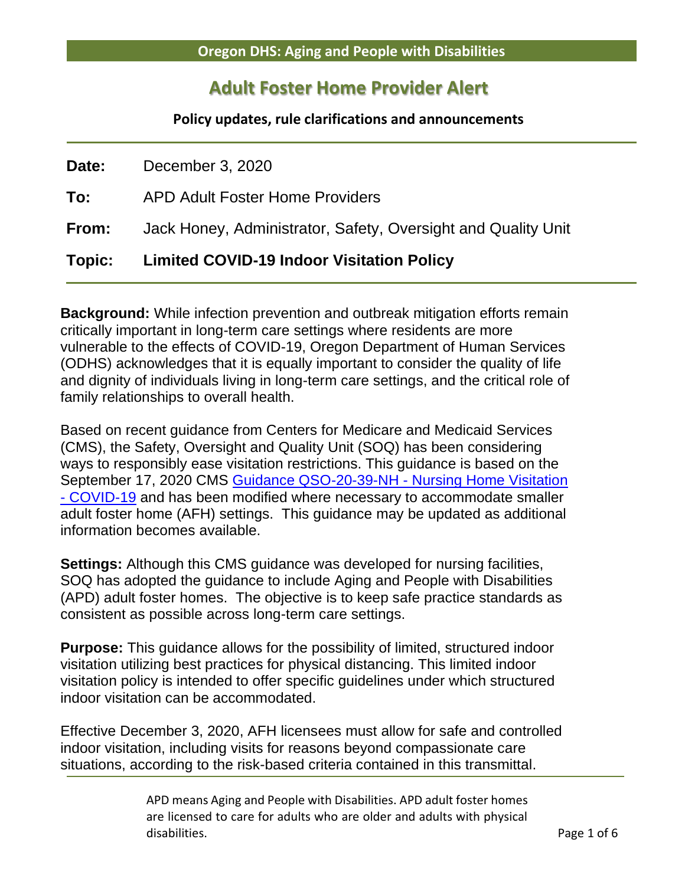**Oregon DHS: Aging and People with Disabilities**

# Adult Foster Home Provider Alert

**Policy updates, rule clarifications and announcements**

**Date:** December 3, 2020

**To:** APD Adult Foster Home Providers

**From:** Jack Honey, Administrator, Safety, Oversight and Quality Unit

**Topic:** **Limited COVID-19 Indoor Visitation Policy**

**Background:** While infection prevention and outbreak mitigation efforts remain critically important in long-term care settings where residents are more vulnerable to the effects of COVID-19, Oregon Department of Human Services (ODHS) acknowledges that it is equally important to consider the quality of life and dignity of individuals living in long-term care settings, and the critical role of family relationships to overall health.

Based on recent guidance from Centers for Medicare and Medicaid Services (CMS), the Safety, Oversight and Quality Unit (SOQ) has been considering ways to responsibly ease visitation restrictions. This guidance is based on the September 17, 2020 CMS Guidance QSO-20-39-NH - Nursing Home Visitation - COVID-19 and has been modified where necessary to accommodate smaller adult foster home (AFH) settings. This guidance may be updated as additional information becomes available.

**Settings:** Although this CMS guidance was developed for nursing facilities, SOQ has adopted the guidance to include Aging and People with Disabilities (APD) adult foster homes. The objective is to keep safe practice standards as consistent as possible across long-term care settings.

**Purpose:** This guidance allows for the possibility of limited, structured indoor visitation utilizing best practices for physical distancing. This limited indoor visitation policy is intended to offer specific guidelines under which structured indoor visitation can be accommodated.

Effective December 3, 2020, AFH licensees must allow for safe and controlled indoor visitation, including visits for reasons beyond compassionate care situations, according to the risk-based criteria contained in this transmittal.

APD means Aging and People with Disabilities. APD adult foster homes are licensed to care for adults who are older and adults with physical disabilities.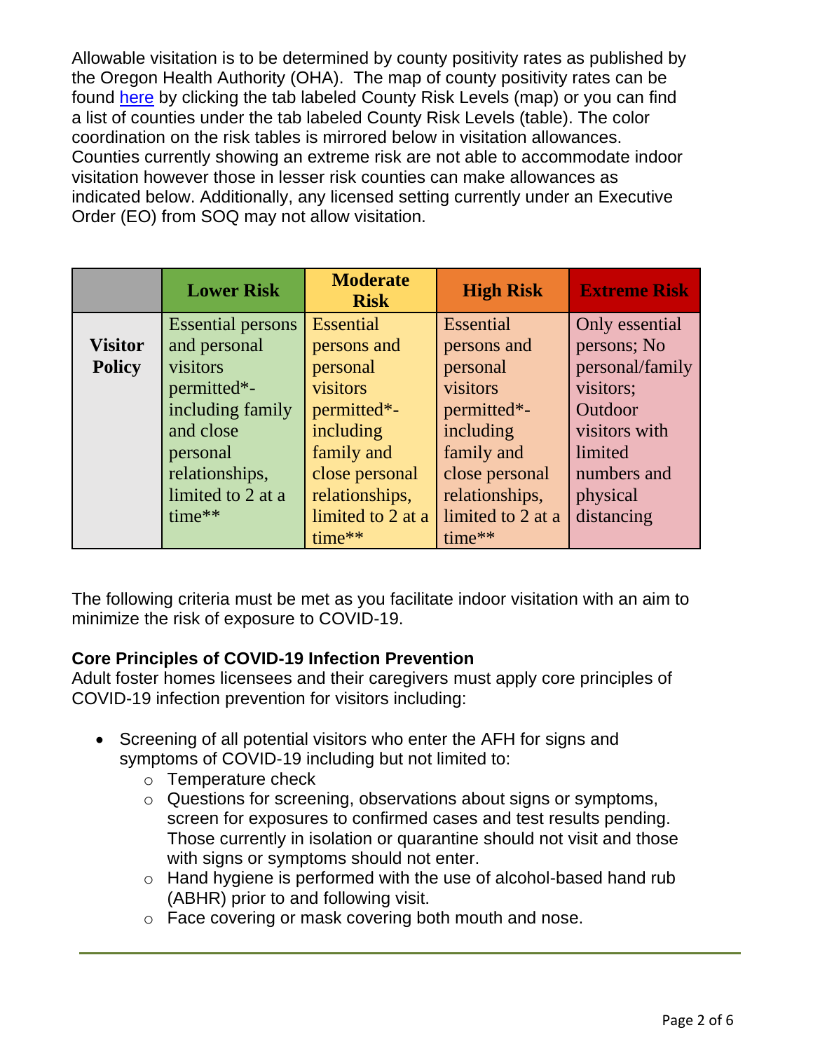Allowable visitation is to be determined by county positivity rates as published by the Oregon Health Authority (OHA). The map of county positivity rates can be found here by clicking the tab labeled County Risk Levels (map) or you can find a list of counties under the tab labeled County Risk Levels (table). The color coordination on the risk tables is mirrored below in visitation allowances. Counties currently showing an extreme risk are not able to accommodate indoor visitation however those in lesser risk counties can make allowances as indicated below. Additionally, any licensed setting currently under an Executive Order (EO) from SOQ may not allow visitation.

| | Lower Risk | Moderate Risk | High Risk | Extreme Risk |
|---|---|---|---|---|
| **Visitor Policy** | Essential persons and personal visitors permitted*- including family and close personal relationships, limited to 2 at a time** | Essential persons and personal visitors permitted*- including family and close personal relationships, limited to 2 at a time** | Essential persons and personal visitors permitted*- including family and close personal relationships, limited to 2 at a time** | Only essential persons; No personal/family visitors; Outdoor visitors with limited numbers and physical distancing |

The following criteria must be met as you facilitate indoor visitation with an aim to minimize the risk of exposure to COVID-19.

**Core Principles of COVID-19 Infection Prevention**

Adult foster homes licensees and their caregivers must apply core principles of COVID-19 infection prevention for visitors including:

- Screening of all potential visitors who enter the AFH for signs and symptoms of COVID-19 including but not limited to:
  - Temperature check
  - Questions for screening, observations about signs or symptoms, screen for exposures to confirmed cases and test results pending. Those currently in isolation or quarantine should not visit and those with signs or symptoms should not enter.
  - Hand hygiene is performed with the use of alcohol-based hand rub (ABHR) prior to and following visit.
  - Face covering or mask covering both mouth and nose.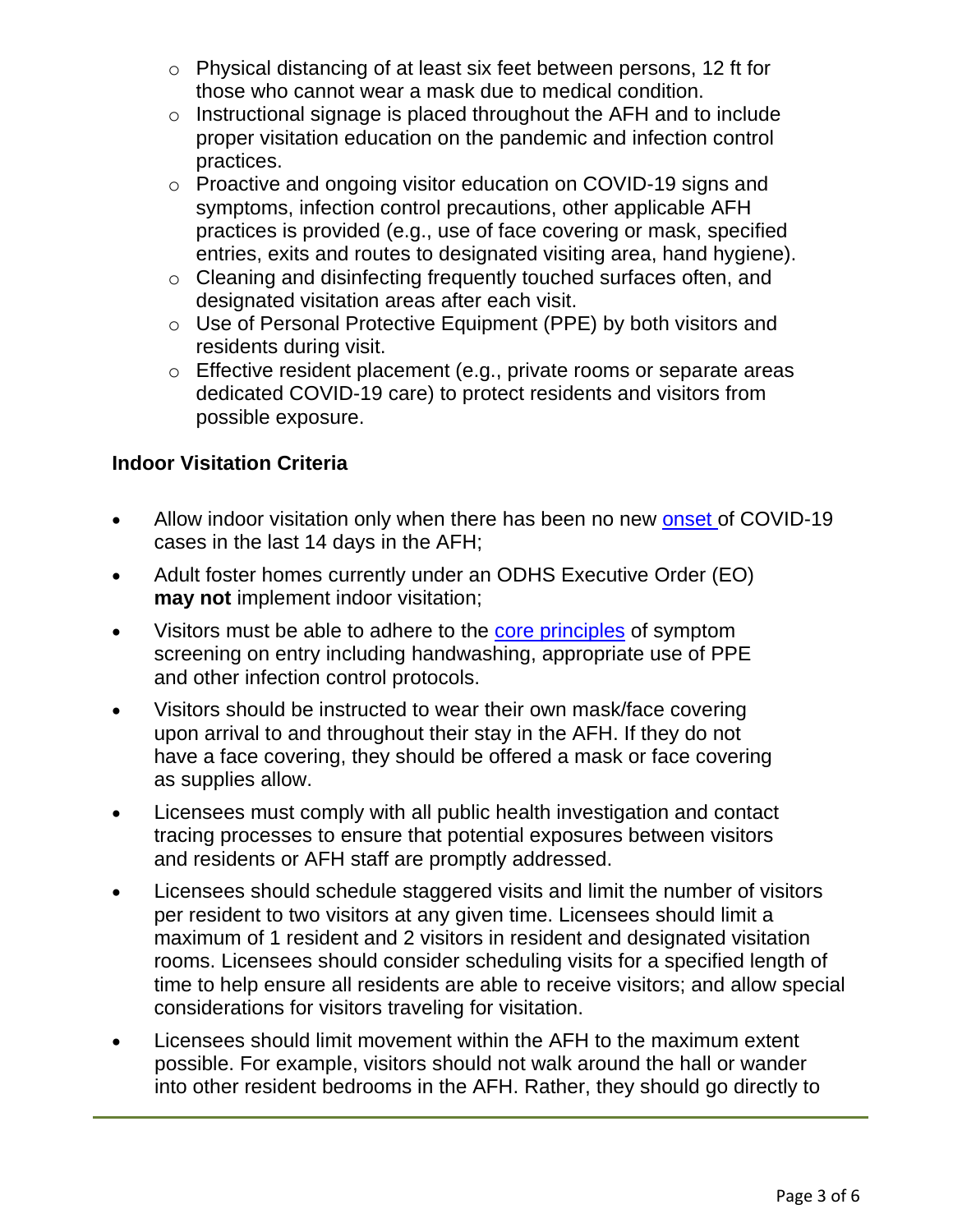- Physical distancing of at least six feet between persons, 12 ft for those who cannot wear a mask due to medical condition.
  - Instructional signage is placed throughout the AFH and to include proper visitation education on the pandemic and infection control practices.
  - Proactive and ongoing visitor education on COVID-19 signs and symptoms, infection control precautions, other applicable AFH practices is provided (e.g., use of face covering or mask, specified entries, exits and routes to designated visiting area, hand hygiene).
  - Cleaning and disinfecting frequently touched surfaces often, and designated visitation areas after each visit.
  - Use of Personal Protective Equipment (PPE) by both visitors and residents during visit.
  - Effective resident placement (e.g., private rooms or separate areas dedicated COVID-19 care) to protect residents and visitors from possible exposure.

**Indoor Visitation Criteria**

- Allow indoor visitation only when there has been no new onset of COVID-19 cases in the last 14 days in the AFH;
- Adult foster homes currently under an ODHS Executive Order (EO) **may not** implement indoor visitation;
- Visitors must be able to adhere to the core principles of symptom screening on entry including handwashing, appropriate use of PPE and other infection control protocols.
- Visitors should be instructed to wear their own mask/face covering upon arrival to and throughout their stay in the AFH. If they do not have a face covering, they should be offered a mask or face covering as supplies allow.
- Licensees must comply with all public health investigation and contact tracing processes to ensure that potential exposures between visitors and residents or AFH staff are promptly addressed.
- Licensees should schedule staggered visits and limit the number of visitors per resident to two visitors at any given time. Licensees should limit a maximum of 1 resident and 2 visitors in resident and designated visitation rooms. Licensees should consider scheduling visits for a specified length of time to help ensure all residents are able to receive visitors; and allow special considerations for visitors traveling for visitation.
- Licensees should limit movement within the AFH to the maximum extent possible. For example, visitors should not walk around the hall or wander into other resident bedrooms in the AFH. Rather, they should go directly to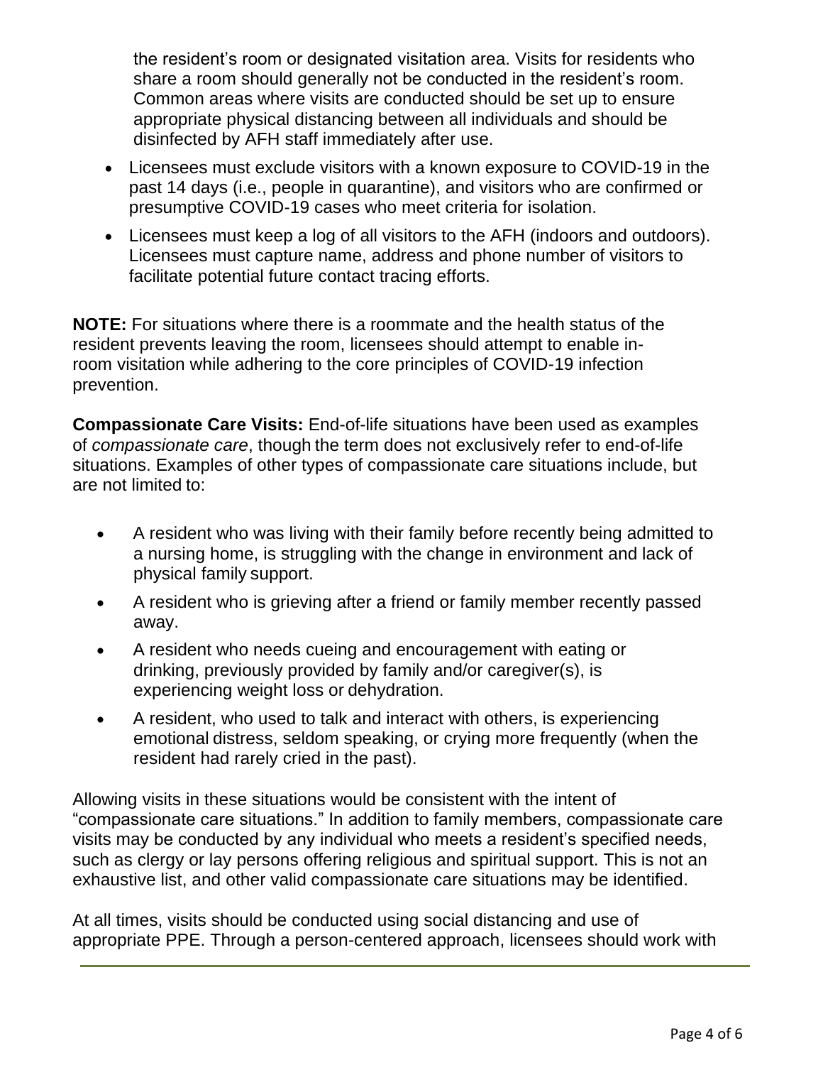the resident's room or designated visitation area. Visits for residents who share a room should generally not be conducted in the resident's room. Common areas where visits are conducted should be set up to ensure appropriate physical distancing between all individuals and should be disinfected by AFH staff immediately after use.

- Licensees must exclude visitors with a known exposure to COVID-19 in the past 14 days (i.e., people in quarantine), and visitors who are confirmed or presumptive COVID-19 cases who meet criteria for isolation.
- Licensees must keep a log of all visitors to the AFH (indoors and outdoors). Licensees must capture name, address and phone number of visitors to facilitate potential future contact tracing efforts.

**NOTE:** For situations where there is a roommate and the health status of the resident prevents leaving the room, licensees should attempt to enable in-room visitation while adhering to the core principles of COVID-19 infection prevention.

**Compassionate Care Visits:** End-of-life situations have been used as examples of *compassionate care*, though the term does not exclusively refer to end-of-life situations. Examples of other types of compassionate care situations include, but are not limited to:

- A resident who was living with their family before recently being admitted to a nursing home, is struggling with the change in environment and lack of physical family support.
- A resident who is grieving after a friend or family member recently passed away.
- A resident who needs cueing and encouragement with eating or drinking, previously provided by family and/or caregiver(s), is experiencing weight loss or dehydration.
- A resident, who used to talk and interact with others, is experiencing emotional distress, seldom speaking, or crying more frequently (when the resident had rarely cried in the past).

Allowing visits in these situations would be consistent with the intent of "compassionate care situations." In addition to family members, compassionate care visits may be conducted by any individual who meets a resident's specified needs, such as clergy or lay persons offering religious and spiritual support. This is not an exhaustive list, and other valid compassionate care situations may be identified.

At all times, visits should be conducted using social distancing and use of appropriate PPE. Through a person-centered approach, licensees should work with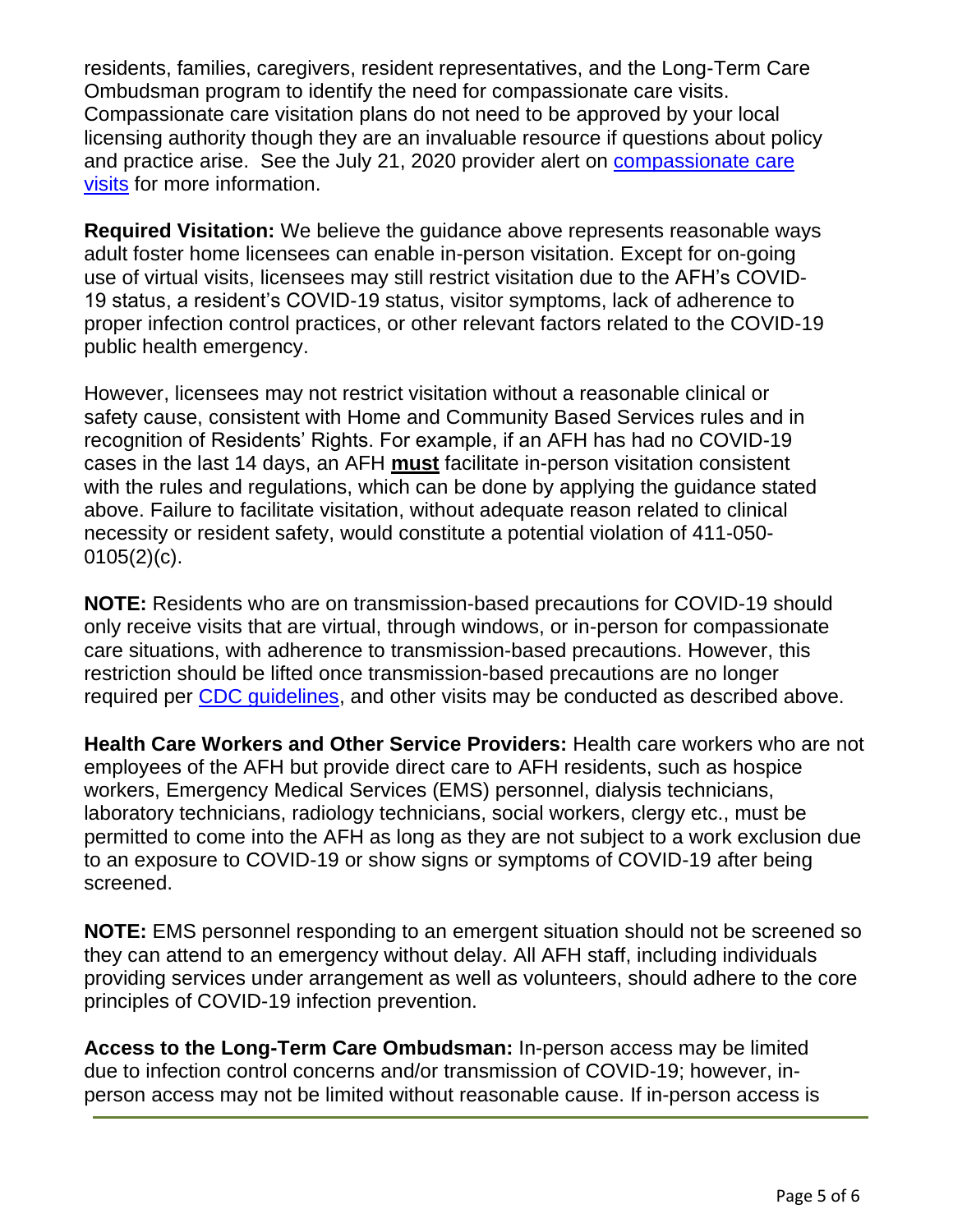residents, families, caregivers, resident representatives, and the Long-Term Care Ombudsman program to identify the need for compassionate care visits. Compassionate care visitation plans do not need to be approved by your local licensing authority though they are an invaluable resource if questions about policy and practice arise. See the July 21, 2020 provider alert on [compassionate care visits]() for more information.

**Required Visitation:** We believe the guidance above represents reasonable ways adult foster home licensees can enable in-person visitation. Except for on-going use of virtual visits, licensees may still restrict visitation due to the AFH's COVID-19 status, a resident's COVID-19 status, visitor symptoms, lack of adherence to proper infection control practices, or other relevant factors related to the COVID-19 public health emergency.

However, licensees may not restrict visitation without a reasonable clinical or safety cause, consistent with Home and Community Based Services rules and in recognition of Residents' Rights. For example, if an AFH has had no COVID-19 cases in the last 14 days, an AFH **must** facilitate in-person visitation consistent with the rules and regulations, which can be done by applying the guidance stated above. Failure to facilitate visitation, without adequate reason related to clinical necessity or resident safety, would constitute a potential violation of 411-050-0105(2)(c).

**NOTE:** Residents who are on transmission-based precautions for COVID-19 should only receive visits that are virtual, through windows, or in-person for compassionate care situations, with adherence to transmission-based precautions. However, this restriction should be lifted once transmission-based precautions are no longer required per [CDC guidelines](), and other visits may be conducted as described above.

**Health Care Workers and Other Service Providers:** Health care workers who are not employees of the AFH but provide direct care to AFH residents, such as hospice workers, Emergency Medical Services (EMS) personnel, dialysis technicians, laboratory technicians, radiology technicians, social workers, clergy etc., must be permitted to come into the AFH as long as they are not subject to a work exclusion due to an exposure to COVID-19 or show signs or symptoms of COVID-19 after being screened.

**NOTE:** EMS personnel responding to an emergent situation should not be screened so they can attend to an emergency without delay. All AFH staff, including individuals providing services under arrangement as well as volunteers, should adhere to the core principles of COVID-19 infection prevention.

**Access to the Long-Term Care Ombudsman:** In-person access may be limited due to infection control concerns and/or transmission of COVID-19; however, in-person access may not be limited without reasonable cause. If in-person access is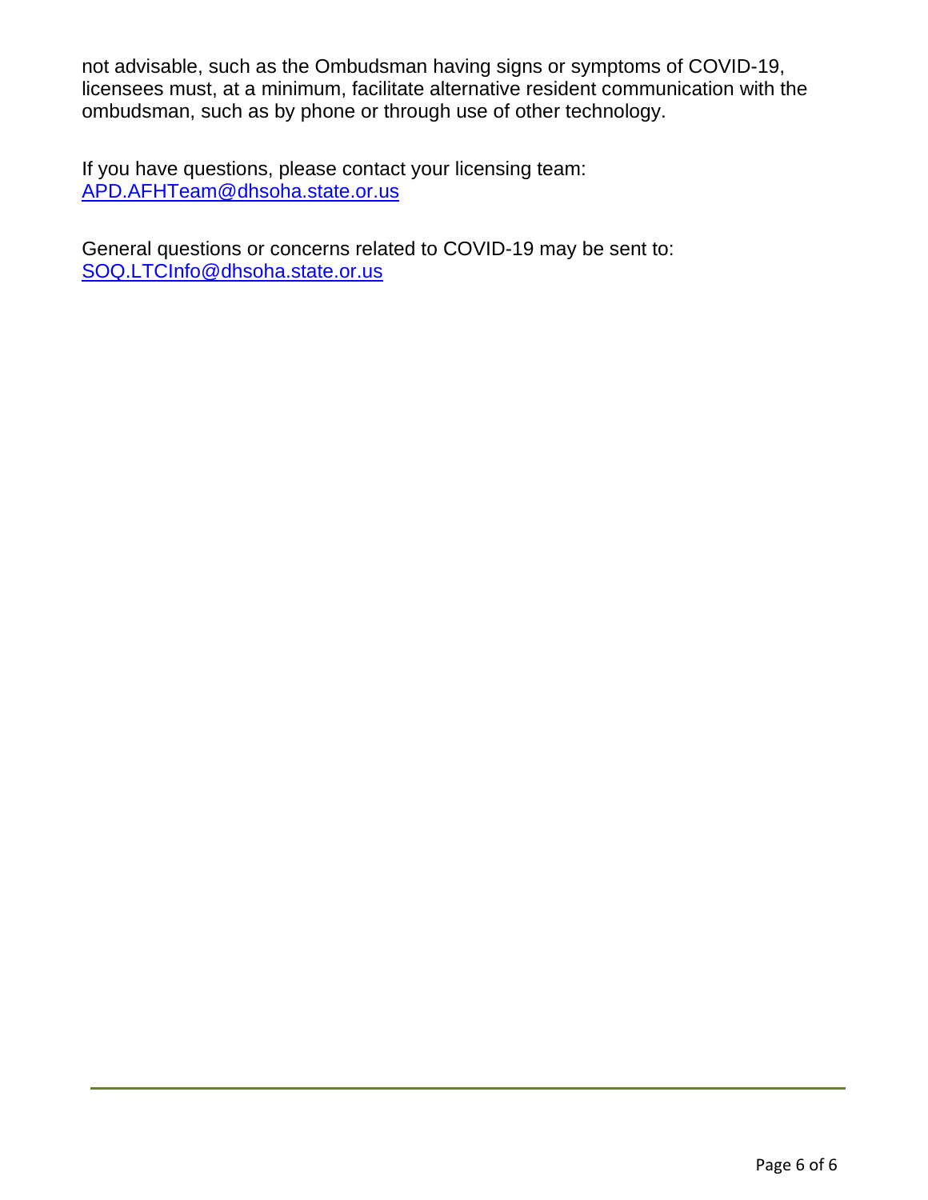not advisable, such as the Ombudsman having signs or symptoms of COVID-19, licensees must, at a minimum, facilitate alternative resident communication with the ombudsman, such as by phone or through use of other technology.

If you have questions, please contact your licensing team: [APD.AFHTeam@dhsoha.state.or.us](mailto:APD.AFHTeam@dhsoha.state.or.us)

General questions or concerns related to COVID-19 may be sent to: [SOQ.LTCInfo@dhsoha.state.or.us](mailto:SOQ.LTCInfo@dhsoha.state.or.us)